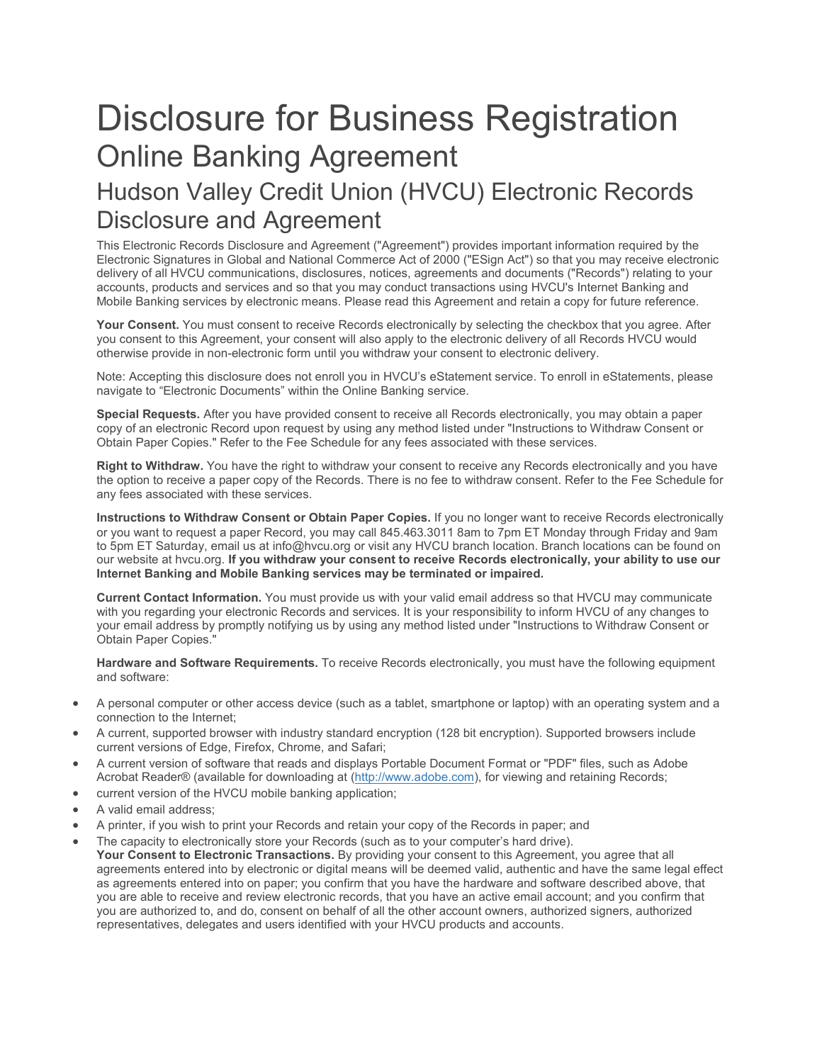# Disclosure for Business Registration

## Online Banking Agreement

## Hudson Valley Credit Union (HVCU) Electronic Records Disclosure and Agreement

This Electronic Records Disclosure and Agreement ("Agreement") provides important information required by the Electronic Signatures in Global and National Commerce Act of 2000 ("ESign Act") so that you may receive electronic delivery of all HVCU communications, disclosures, notices, agreements and documents ("Records") relating to your accounts, products and services and so that you may conduct transactions using HVCU's Internet Banking and Mobile Banking services by electronic means. Please read this Agreement and retain a copy for future reference.

**Your Consent.** You must consent to receive Records electronically by selecting the checkbox that you agree. After you consent to this Agreement, your consent will also apply to the electronic delivery of all Records HVCU would otherwise provide in non-electronic form until you withdraw your consent to electronic delivery.

Note: Accepting this disclosure does not enroll you in HVCU's eStatement service. To enroll in eStatements, please navigate to "Electronic Documents" within the Online Banking service.

**Special Requests.** After you have provided consent to receive all Records electronically, you may obtain a paper copy of an electronic Record upon request by using any method listed under "Instructions to Withdraw Consent or Obtain Paper Copies." Refer to the Fee Schedule for any fees associated with these services.

**Right to Withdraw.** You have the right to withdraw your consent to receive any Records electronically and you have the option to receive a paper copy of the Records. There is no fee to withdraw consent. Refer to the Fee Schedule for any fees associated with these services.

**Instructions to Withdraw Consent or Obtain Paper Copies.** If you no longer want to receive Records electronically or you want to request a paper Record, you may call 845.463.3011 8am to 7pm ET Monday through Friday and 9am to 5pm ET Saturday, email us at info@hvcu.org or visit any HVCU branch location. Branch locations can be found on our website at hvcu.org. **If you withdraw your consent to receive Records electronically, your ability to use our Internet Banking and Mobile Banking services may be terminated or impaired.**

**Current Contact Information.** You must provide us with your valid email address so that HVCU may communicate with you regarding your electronic Records and services. It is your responsibility to inform HVCU of any changes to your email address by promptly notifying us by using any method listed under "Instructions to Withdraw Consent or Obtain Paper Copies."

**Hardware and Software Requirements.** To receive Records electronically, you must have the following equipment and software:

- A personal computer or other access device (such as a tablet, smartphone or laptop) with an operating system and a connection to the Internet;
- A current, supported browser with industry standard encryption (128 bit encryption). Supported browsers include current versions of Edge, Firefox, Chrome, and Safari;
- A current version of software that reads and displays Portable Document Format or "PDF" files, such as Adobe Acrobat Reader® (available for downloading at (http://www.adobe.com), for viewing and retaining Records;
- current version of the HVCU mobile banking application;
- A valid email address;
- A printer, if you wish to print your Records and retain your copy of the Records in paper; and
- The capacity to electronically store your Records (such as to your computer's hard drive).

**Your Consent to Electronic Transactions.** By providing your consent to this Agreement, you agree that all agreements entered into by electronic or digital means will be deemed valid, authentic and have the same legal effect as agreements entered into on paper; you confirm that you have the hardware and software described above, that you are able to receive and review electronic records, that you have an active email account; and you confirm that you are authorized to, and do, consent on behalf of all the other account owners, authorized signers, authorized representatives, delegates and users identified with your HVCU products and accounts.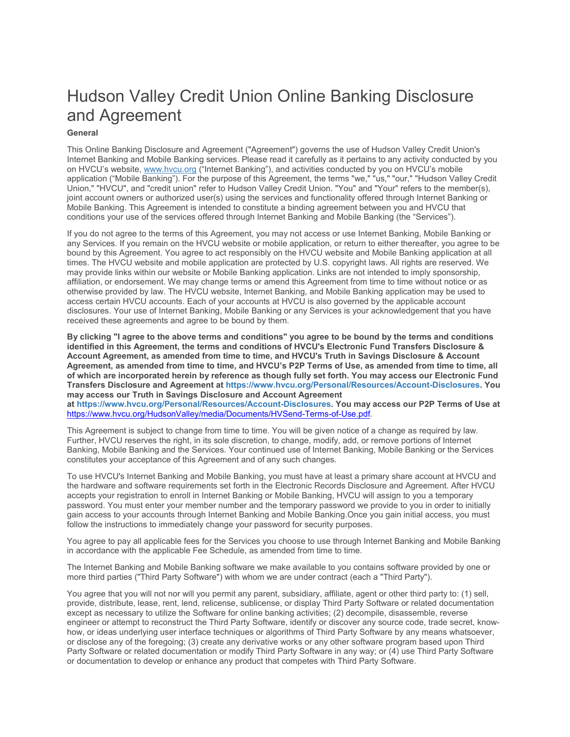# Hudson Valley Credit Union Online Banking Disclosure and Agreement

**General**

This Online Banking Disclosure and Agreement ("Agreement") governs the use of Hudson Valley Credit Union's Internet Banking and Mobile Banking services. Please read it carefully as it pertains to any activity conducted by you on HVCU's website, www.hvcu.org ("Internet Banking"), and activities conducted by you on HVCU's mobile application ("Mobile Banking"). For the purpose of this Agreement, the terms "we," "us," "our," "Hudson Valley Credit Union," "HVCU", and "credit union" refer to Hudson Valley Credit Union. "You" and "Your" refers to the member(s), joint account owners or authorized user(s) using the services and functionality offered through Internet Banking or Mobile Banking. This Agreement is intended to constitute a binding agreement between you and HVCU that conditions your use of the services offered through Internet Banking and Mobile Banking (the "Services").

If you do not agree to the terms of this Agreement, you may not access or use Internet Banking, Mobile Banking or any Services. If you remain on the HVCU website or mobile application, or return to either thereafter, you agree to be bound by this Agreement. You agree to act responsibly on the HVCU website and Mobile Banking application at all times. The HVCU website and mobile application are protected by U.S. copyright laws. All rights are reserved. We may provide links within our website or Mobile Banking application. Links are not intended to imply sponsorship, affiliation, or endorsement. We may change terms or amend this Agreement from time to time without notice or as otherwise provided by law. The HVCU website, Internet Banking, and Mobile Banking application may be used to access certain HVCU accounts. Each of your accounts at HVCU is also governed by the applicable account disclosures. Your use of Internet Banking, Mobile Banking or any Services is your acknowledgement that you have received these agreements and agree to be bound by them.

**By clicking "I agree to the above terms and conditions" you agree to be bound by the terms and conditions identified in this Agreement, the terms and conditions of HVCU's Electronic Fund Transfers Disclosure & Account Agreement, as amended from time to time, and HVCU's Truth in Savings Disclosure & Account Agreement, as amended from time to time, and HVCU's P2P Terms of Use, as amended from time to time, all of which are incorporated herein by reference as though fully set forth. You may access our Electronic Fund Transfers Disclosure and Agreement at https://www.hvcu.org/Personal/Resources/Account-Disclosures. You may access our Truth in Savings Disclosure and Account Agreement at https://www.hvcu.org/Personal/Resources/Account-Disclosures. You may access our P2P Terms of Use at** https://www.hvcu.org/HudsonValley/media/Documents/HVSend-Terms-of-Use.pdf.

This Agreement is subject to change from time to time. You will be given notice of a change as required by law. Further, HVCU reserves the right, in its sole discretion, to change, modify, add, or remove portions of Internet Banking, Mobile Banking and the Services. Your continued use of Internet Banking, Mobile Banking or the Services constitutes your acceptance of this Agreement and of any such changes.

To use HVCU's Internet Banking and Mobile Banking, you must have at least a primary share account at HVCU and the hardware and software requirements set forth in the Electronic Records Disclosure and Agreement. After HVCU accepts your registration to enroll in Internet Banking or Mobile Banking, HVCU will assign to you a temporary password. You must enter your member number and the temporary password we provide to you in order to initially gain access to your accounts through Internet Banking and Mobile Banking.Once you gain initial access, you must follow the instructions to immediately change your password for security purposes.

You agree to pay all applicable fees for the Services you choose to use through Internet Banking and Mobile Banking in accordance with the applicable Fee Schedule, as amended from time to time.

The Internet Banking and Mobile Banking software we make available to you contains software provided by one or more third parties ("Third Party Software") with whom we are under contract (each a "Third Party").

You agree that you will not nor will you permit any parent, subsidiary, affiliate, agent or other third party to: (1) sell, provide, distribute, lease, rent, lend, relicense, sublicense, or display Third Party Software or related documentation except as necessary to utilize the Software for online banking activities; (2) decompile, disassemble, reverse engineer or attempt to reconstruct the Third Party Software, identify or discover any source code, trade secret, know-how, or ideas underlying user interface techniques or algorithms of Third Party Software by any means whatsoever, or disclose any of the foregoing; (3) create any derivative works or any other software program based upon Third Party Software or related documentation or modify Third Party Software in any way; or (4) use Third Party Software or documentation to develop or enhance any product that competes with Third Party Software.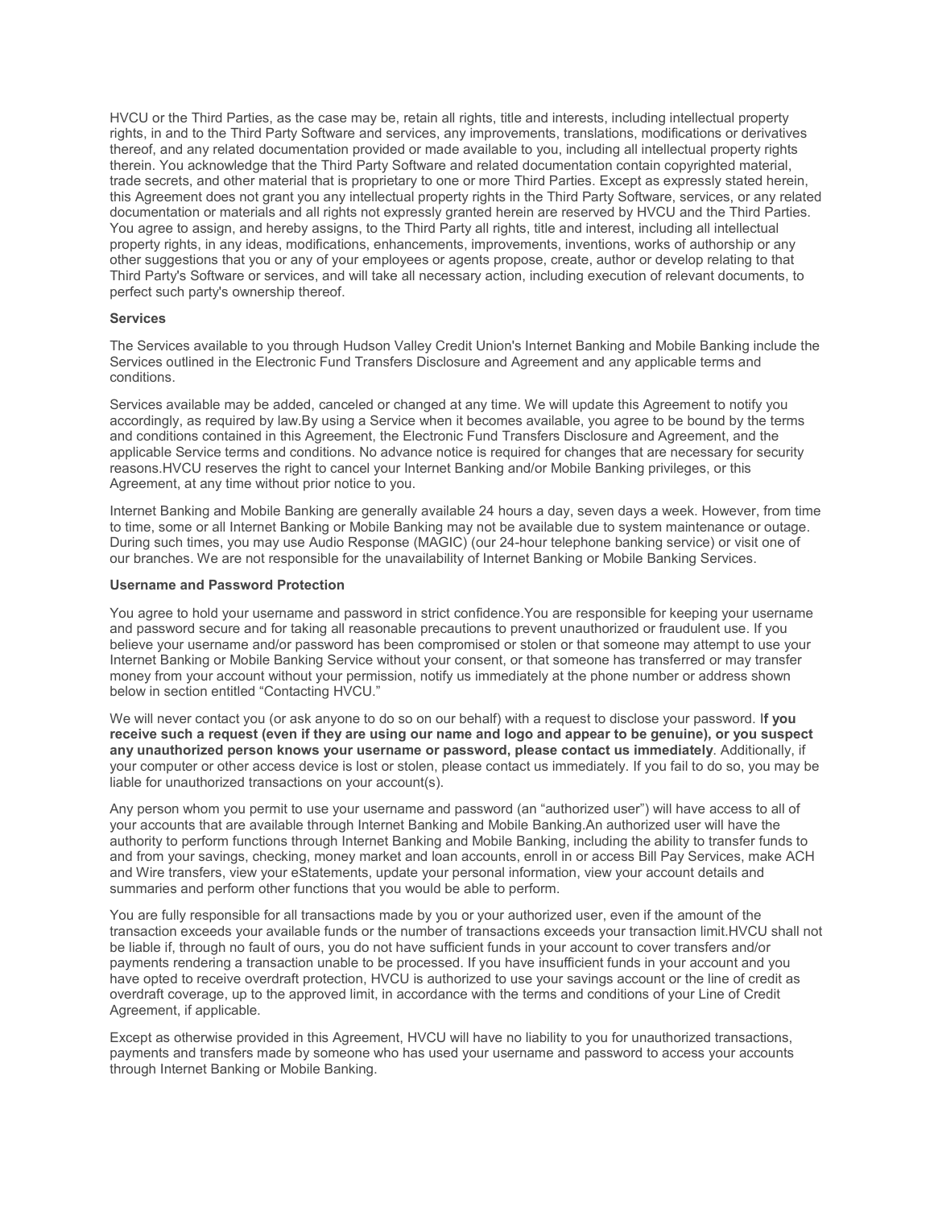HVCU or the Third Parties, as the case may be, retain all rights, title and interests, including intellectual property rights, in and to the Third Party Software and services, any improvements, translations, modifications or derivatives thereof, and any related documentation provided or made available to you, including all intellectual property rights therein. You acknowledge that the Third Party Software and related documentation contain copyrighted material, trade secrets, and other material that is proprietary to one or more Third Parties. Except as expressly stated herein, this Agreement does not grant you any intellectual property rights in the Third Party Software, services, or any related documentation or materials and all rights not expressly granted herein are reserved by HVCU and the Third Parties. You agree to assign, and hereby assigns, to the Third Party all rights, title and interest, including all intellectual property rights, in any ideas, modifications, enhancements, improvements, inventions, works of authorship or any other suggestions that you or any of your employees or agents propose, create, author or develop relating to that Third Party's Software or services, and will take all necessary action, including execution of relevant documents, to perfect such party's ownership thereof.

**Services**

The Services available to you through Hudson Valley Credit Union's Internet Banking and Mobile Banking include the Services outlined in the Electronic Fund Transfers Disclosure and Agreement and any applicable terms and conditions.

Services available may be added, canceled or changed at any time. We will update this Agreement to notify you accordingly, as required by law.By using a Service when it becomes available, you agree to be bound by the terms and conditions contained in this Agreement, the Electronic Fund Transfers Disclosure and Agreement, and the applicable Service terms and conditions. No advance notice is required for changes that are necessary for security reasons.HVCU reserves the right to cancel your Internet Banking and/or Mobile Banking privileges, or this Agreement, at any time without prior notice to you.

Internet Banking and Mobile Banking are generally available 24 hours a day, seven days a week. However, from time to time, some or all Internet Banking or Mobile Banking may not be available due to system maintenance or outage. During such times, you may use Audio Response (MAGIC) (our 24-hour telephone banking service) or visit one of our branches. We are not responsible for the unavailability of Internet Banking or Mobile Banking Services.

**Username and Password Protection**

You agree to hold your username and password in strict confidence.You are responsible for keeping your username and password secure and for taking all reasonable precautions to prevent unauthorized or fraudulent use. If you believe your username and/or password has been compromised or stolen or that someone may attempt to use your Internet Banking or Mobile Banking Service without your consent, or that someone has transferred or may transfer money from your account without your permission, notify us immediately at the phone number or address shown below in section entitled "Contacting HVCU."

We will never contact you (or ask anyone to do so on our behalf) with a request to disclose your password. I**f you receive such a request (even if they are using our name and logo and appear to be genuine), or you suspect any unauthorized person knows your username or password, please contact us immediately**. Additionally, if your computer or other access device is lost or stolen, please contact us immediately. If you fail to do so, you may be liable for unauthorized transactions on your account(s).

Any person whom you permit to use your username and password (an "authorized user") will have access to all of your accounts that are available through Internet Banking and Mobile Banking.An authorized user will have the authority to perform functions through Internet Banking and Mobile Banking, including the ability to transfer funds to and from your savings, checking, money market and loan accounts, enroll in or access Bill Pay Services, make ACH and Wire transfers, view your eStatements, update your personal information, view your account details and summaries and perform other functions that you would be able to perform.

You are fully responsible for all transactions made by you or your authorized user, even if the amount of the transaction exceeds your available funds or the number of transactions exceeds your transaction limit.HVCU shall not be liable if, through no fault of ours, you do not have sufficient funds in your account to cover transfers and/or payments rendering a transaction unable to be processed. If you have insufficient funds in your account and you have opted to receive overdraft protection, HVCU is authorized to use your savings account or the line of credit as overdraft coverage, up to the approved limit, in accordance with the terms and conditions of your Line of Credit Agreement, if applicable.

Except as otherwise provided in this Agreement, HVCU will have no liability to you for unauthorized transactions, payments and transfers made by someone who has used your username and password to access your accounts through Internet Banking or Mobile Banking.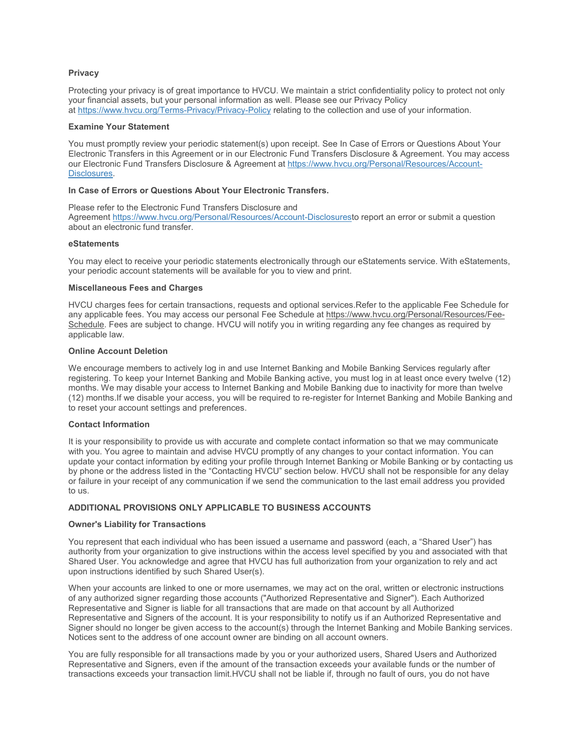**Privacy**

Protecting your privacy is of great importance to HVCU. We maintain a strict confidentiality policy to protect not only your financial assets, but your personal information as well. Please see our Privacy Policy at https://www.hvcu.org/Terms-Privacy/Privacy-Policy relating to the collection and use of your information.

**Examine Your Statement**

You must promptly review your periodic statement(s) upon receipt. See In Case of Errors or Questions About Your Electronic Transfers in this Agreement or in our Electronic Fund Transfers Disclosure & Agreement. You may access our Electronic Fund Transfers Disclosure & Agreement at https://www.hvcu.org/Personal/Resources/Account-Disclosures.

**In Case of Errors or Questions About Your Electronic Transfers.**

Please refer to the Electronic Fund Transfers Disclosure and Agreement https://www.hvcu.org/Personal/Resources/Account-Disclosuresto report an error or submit a question about an electronic fund transfer.

**eStatements**

You may elect to receive your periodic statements electronically through our eStatements service. With eStatements, your periodic account statements will be available for you to view and print.

**Miscellaneous Fees and Charges**

HVCU charges fees for certain transactions, requests and optional services.Refer to the applicable Fee Schedule for any applicable fees. You may access our personal Fee Schedule at https://www.hvcu.org/Personal/Resources/Fee-Schedule. Fees are subject to change. HVCU will notify you in writing regarding any fee changes as required by applicable law.

**Online Account Deletion**

We encourage members to actively log in and use Internet Banking and Mobile Banking Services regularly after registering. To keep your Internet Banking and Mobile Banking active, you must log in at least once every twelve (12) months. We may disable your access to Internet Banking and Mobile Banking due to inactivity for more than twelve (12) months.If we disable your access, you will be required to re-register for Internet Banking and Mobile Banking and to reset your account settings and preferences.

**Contact Information**

It is your responsibility to provide us with accurate and complete contact information so that we may communicate with you. You agree to maintain and advise HVCU promptly of any changes to your contact information. You can update your contact information by editing your profile through Internet Banking or Mobile Banking or by contacting us by phone or the address listed in the "Contacting HVCU" section below. HVCU shall not be responsible for any delay or failure in your receipt of any communication if we send the communication to the last email address you provided to us.

**ADDITIONAL PROVISIONS ONLY APPLICABLE TO BUSINESS ACCOUNTS**

**Owner's Liability for Transactions**

You represent that each individual who has been issued a username and password (each, a "Shared User") has authority from your organization to give instructions within the access level specified by you and associated with that Shared User. You acknowledge and agree that HVCU has full authorization from your organization to rely and act upon instructions identified by such Shared User(s).

When your accounts are linked to one or more usernames, we may act on the oral, written or electronic instructions of any authorized signer regarding those accounts ("Authorized Representative and Signer"). Each Authorized Representative and Signer is liable for all transactions that are made on that account by all Authorized Representative and Signers of the account. It is your responsibility to notify us if an Authorized Representative and Signer should no longer be given access to the account(s) through the Internet Banking and Mobile Banking services. Notices sent to the address of one account owner are binding on all account owners.

You are fully responsible for all transactions made by you or your authorized users, Shared Users and Authorized Representative and Signers, even if the amount of the transaction exceeds your available funds or the number of transactions exceeds your transaction limit.HVCU shall not be liable if, through no fault of ours, you do not have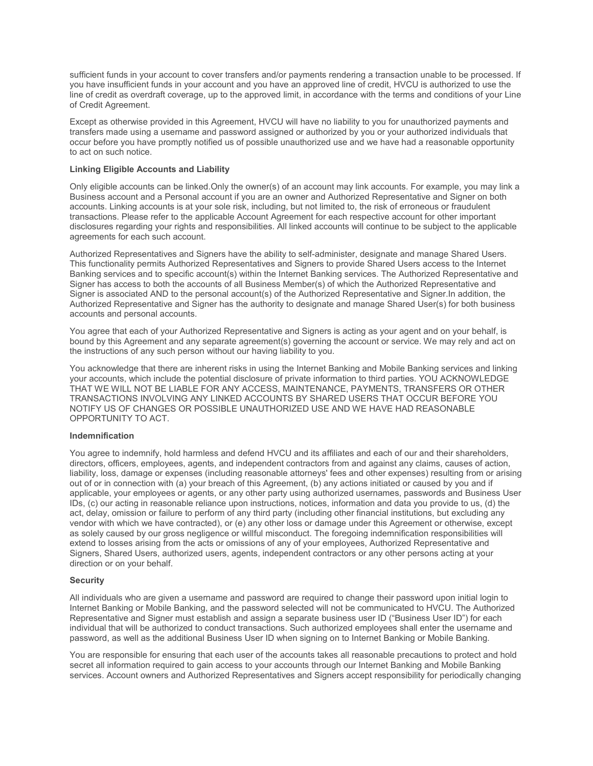sufficient funds in your account to cover transfers and/or payments rendering a transaction unable to be processed. If you have insufficient funds in your account and you have an approved line of credit, HVCU is authorized to use the line of credit as overdraft coverage, up to the approved limit, in accordance with the terms and conditions of your Line of Credit Agreement.

Except as otherwise provided in this Agreement, HVCU will have no liability to you for unauthorized payments and transfers made using a username and password assigned or authorized by you or your authorized individuals that occur before you have promptly notified us of possible unauthorized use and we have had a reasonable opportunity to act on such notice.

**Linking Eligible Accounts and Liability**

Only eligible accounts can be linked.Only the owner(s) of an account may link accounts. For example, you may link a Business account and a Personal account if you are an owner and Authorized Representative and Signer on both accounts. Linking accounts is at your sole risk, including, but not limited to, the risk of erroneous or fraudulent transactions. Please refer to the applicable Account Agreement for each respective account for other important disclosures regarding your rights and responsibilities. All linked accounts will continue to be subject to the applicable agreements for each such account.

Authorized Representatives and Signers have the ability to self-administer, designate and manage Shared Users. This functionality permits Authorized Representatives and Signers to provide Shared Users access to the Internet Banking services and to specific account(s) within the Internet Banking services. The Authorized Representative and Signer has access to both the accounts of all Business Member(s) of which the Authorized Representative and Signer is associated AND to the personal account(s) of the Authorized Representative and Signer.In addition, the Authorized Representative and Signer has the authority to designate and manage Shared User(s) for both business accounts and personal accounts.

You agree that each of your Authorized Representative and Signers is acting as your agent and on your behalf, is bound by this Agreement and any separate agreement(s) governing the account or service. We may rely and act on the instructions of any such person without our having liability to you.

You acknowledge that there are inherent risks in using the Internet Banking and Mobile Banking services and linking your accounts, which include the potential disclosure of private information to third parties. YOU ACKNOWLEDGE THAT WE WILL NOT BE LIABLE FOR ANY ACCESS, MAINTENANCE, PAYMENTS, TRANSFERS OR OTHER TRANSACTIONS INVOLVING ANY LINKED ACCOUNTS BY SHARED USERS THAT OCCUR BEFORE YOU NOTIFY US OF CHANGES OR POSSIBLE UNAUTHORIZED USE AND WE HAVE HAD REASONABLE OPPORTUNITY TO ACT.

**Indemnification**

You agree to indemnify, hold harmless and defend HVCU and its affiliates and each of our and their shareholders, directors, officers, employees, agents, and independent contractors from and against any claims, causes of action, liability, loss, damage or expenses (including reasonable attorneys' fees and other expenses) resulting from or arising out of or in connection with (a) your breach of this Agreement, (b) any actions initiated or caused by you and if applicable, your employees or agents, or any other party using authorized usernames, passwords and Business User IDs, (c) our acting in reasonable reliance upon instructions, notices, information and data you provide to us, (d) the act, delay, omission or failure to perform of any third party (including other financial institutions, but excluding any vendor with which we have contracted), or (e) any other loss or damage under this Agreement or otherwise, except as solely caused by our gross negligence or willful misconduct. The foregoing indemnification responsibilities will extend to losses arising from the acts or omissions of any of your employees, Authorized Representative and Signers, Shared Users, authorized users, agents, independent contractors or any other persons acting at your direction or on your behalf.

**Security**

All individuals who are given a username and password are required to change their password upon initial login to Internet Banking or Mobile Banking, and the password selected will not be communicated to HVCU. The Authorized Representative and Signer must establish and assign a separate business user ID ("Business User ID") for each individual that will be authorized to conduct transactions. Such authorized employees shall enter the username and password, as well as the additional Business User ID when signing on to Internet Banking or Mobile Banking.

You are responsible for ensuring that each user of the accounts takes all reasonable precautions to protect and hold secret all information required to gain access to your accounts through our Internet Banking and Mobile Banking services. Account owners and Authorized Representatives and Signers accept responsibility for periodically changing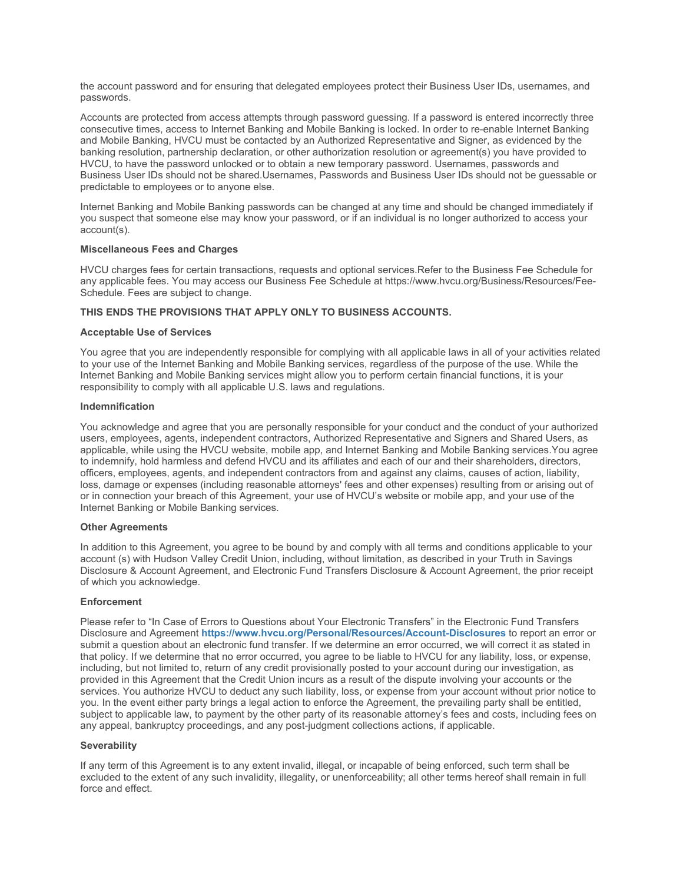the account password and for ensuring that delegated employees protect their Business User IDs, usernames, and passwords.

Accounts are protected from access attempts through password guessing. If a password is entered incorrectly three consecutive times, access to Internet Banking and Mobile Banking is locked. In order to re-enable Internet Banking and Mobile Banking, HVCU must be contacted by an Authorized Representative and Signer, as evidenced by the banking resolution, partnership declaration, or other authorization resolution or agreement(s) you have provided to HVCU, to have the password unlocked or to obtain a new temporary password. Usernames, passwords and Business User IDs should not be shared.Usernames, Passwords and Business User IDs should not be guessable or predictable to employees or to anyone else.

Internet Banking and Mobile Banking passwords can be changed at any time and should be changed immediately if you suspect that someone else may know your password, or if an individual is no longer authorized to access your account(s).

**Miscellaneous Fees and Charges**

HVCU charges fees for certain transactions, requests and optional services.Refer to the Business Fee Schedule for any applicable fees. You may access our Business Fee Schedule at https://www.hvcu.org/Business/Resources/Fee-Schedule. Fees are subject to change.

**THIS ENDS THE PROVISIONS THAT APPLY ONLY TO BUSINESS ACCOUNTS.**

**Acceptable Use of Services**

You agree that you are independently responsible for complying with all applicable laws in all of your activities related to your use of the Internet Banking and Mobile Banking services, regardless of the purpose of the use. While the Internet Banking and Mobile Banking services might allow you to perform certain financial functions, it is your responsibility to comply with all applicable U.S. laws and regulations.

**Indemnification**

You acknowledge and agree that you are personally responsible for your conduct and the conduct of your authorized users, employees, agents, independent contractors, Authorized Representative and Signers and Shared Users, as applicable, while using the HVCU website, mobile app, and Internet Banking and Mobile Banking services.You agree to indemnify, hold harmless and defend HVCU and its affiliates and each of our and their shareholders, directors, officers, employees, agents, and independent contractors from and against any claims, causes of action, liability, loss, damage or expenses (including reasonable attorneys' fees and other expenses) resulting from or arising out of or in connection your breach of this Agreement, your use of HVCU's website or mobile app, and your use of the Internet Banking or Mobile Banking services.

**Other Agreements**

In addition to this Agreement, you agree to be bound by and comply with all terms and conditions applicable to your account (s) with Hudson Valley Credit Union, including, without limitation, as described in your Truth in Savings Disclosure & Account Agreement, and Electronic Fund Transfers Disclosure & Account Agreement, the prior receipt of which you acknowledge.

**Enforcement**

Please refer to "In Case of Errors to Questions about Your Electronic Transfers" in the Electronic Fund Transfers Disclosure and Agreement **https://www.hvcu.org/Personal/Resources/Account-Disclosures** to report an error or submit a question about an electronic fund transfer. If we determine an error occurred, we will correct it as stated in that policy. If we determine that no error occurred, you agree to be liable to HVCU for any liability, loss, or expense, including, but not limited to, return of any credit provisionally posted to your account during our investigation, as provided in this Agreement that the Credit Union incurs as a result of the dispute involving your accounts or the services. You authorize HVCU to deduct any such liability, loss, or expense from your account without prior notice to you. In the event either party brings a legal action to enforce the Agreement, the prevailing party shall be entitled, subject to applicable law, to payment by the other party of its reasonable attorney's fees and costs, including fees on any appeal, bankruptcy proceedings, and any post-judgment collections actions, if applicable.

**Severability**

If any term of this Agreement is to any extent invalid, illegal, or incapable of being enforced, such term shall be excluded to the extent of any such invalidity, illegality, or unenforceability; all other terms hereof shall remain in full force and effect.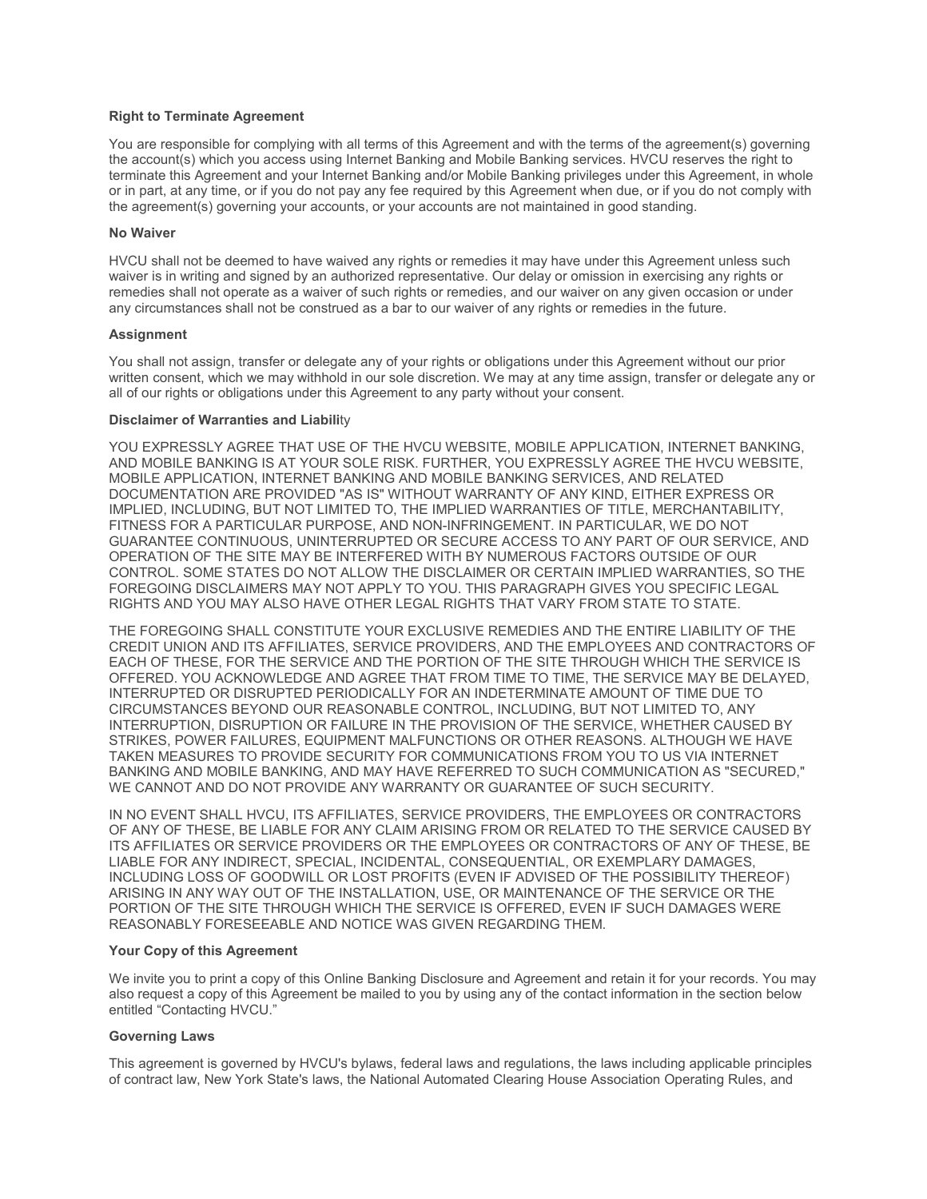**Right to Terminate Agreement**

You are responsible for complying with all terms of this Agreement and with the terms of the agreement(s) governing the account(s) which you access using Internet Banking and Mobile Banking services. HVCU reserves the right to terminate this Agreement and your Internet Banking and/or Mobile Banking privileges under this Agreement, in whole or in part, at any time, or if you do not pay any fee required by this Agreement when due, or if you do not comply with the agreement(s) governing your accounts, or your accounts are not maintained in good standing.

**No Waiver**

HVCU shall not be deemed to have waived any rights or remedies it may have under this Agreement unless such waiver is in writing and signed by an authorized representative. Our delay or omission in exercising any rights or remedies shall not operate as a waiver of such rights or remedies, and our waiver on any given occasion or under any circumstances shall not be construed as a bar to our waiver of any rights or remedies in the future.

**Assignment**

You shall not assign, transfer or delegate any of your rights or obligations under this Agreement without our prior written consent, which we may withhold in our sole discretion. We may at any time assign, transfer or delegate any or all of our rights or obligations under this Agreement to any party without your consent.

**Disclaimer of Warranties and Liabili**ty

YOU EXPRESSLY AGREE THAT USE OF THE HVCU WEBSITE, MOBILE APPLICATION, INTERNET BANKING, AND MOBILE BANKING IS AT YOUR SOLE RISK. FURTHER, YOU EXPRESSLY AGREE THE HVCU WEBSITE, MOBILE APPLICATION, INTERNET BANKING AND MOBILE BANKING SERVICES, AND RELATED DOCUMENTATION ARE PROVIDED "AS IS" WITHOUT WARRANTY OF ANY KIND, EITHER EXPRESS OR IMPLIED, INCLUDING, BUT NOT LIMITED TO, THE IMPLIED WARRANTIES OF TITLE, MERCHANTABILITY, FITNESS FOR A PARTICULAR PURPOSE, AND NON-INFRINGEMENT. IN PARTICULAR, WE DO NOT GUARANTEE CONTINUOUS, UNINTERRUPTED OR SECURE ACCESS TO ANY PART OF OUR SERVICE, AND OPERATION OF THE SITE MAY BE INTERFERED WITH BY NUMEROUS FACTORS OUTSIDE OF OUR CONTROL. SOME STATES DO NOT ALLOW THE DISCLAIMER OR CERTAIN IMPLIED WARRANTIES, SO THE FOREGOING DISCLAIMERS MAY NOT APPLY TO YOU. THIS PARAGRAPH GIVES YOU SPECIFIC LEGAL RIGHTS AND YOU MAY ALSO HAVE OTHER LEGAL RIGHTS THAT VARY FROM STATE TO STATE.

THE FOREGOING SHALL CONSTITUTE YOUR EXCLUSIVE REMEDIES AND THE ENTIRE LIABILITY OF THE CREDIT UNION AND ITS AFFILIATES, SERVICE PROVIDERS, AND THE EMPLOYEES AND CONTRACTORS OF EACH OF THESE, FOR THE SERVICE AND THE PORTION OF THE SITE THROUGH WHICH THE SERVICE IS OFFERED. YOU ACKNOWLEDGE AND AGREE THAT FROM TIME TO TIME, THE SERVICE MAY BE DELAYED, INTERRUPTED OR DISRUPTED PERIODICALLY FOR AN INDETERMINATE AMOUNT OF TIME DUE TO CIRCUMSTANCES BEYOND OUR REASONABLE CONTROL, INCLUDING, BUT NOT LIMITED TO, ANY INTERRUPTION, DISRUPTION OR FAILURE IN THE PROVISION OF THE SERVICE, WHETHER CAUSED BY STRIKES, POWER FAILURES, EQUIPMENT MALFUNCTIONS OR OTHER REASONS. ALTHOUGH WE HAVE TAKEN MEASURES TO PROVIDE SECURITY FOR COMMUNICATIONS FROM YOU TO US VIA INTERNET BANKING AND MOBILE BANKING, AND MAY HAVE REFERRED TO SUCH COMMUNICATION AS "SECURED," WE CANNOT AND DO NOT PROVIDE ANY WARRANTY OR GUARANTEE OF SUCH SECURITY.

IN NO EVENT SHALL HVCU, ITS AFFILIATES, SERVICE PROVIDERS, THE EMPLOYEES OR CONTRACTORS OF ANY OF THESE, BE LIABLE FOR ANY CLAIM ARISING FROM OR RELATED TO THE SERVICE CAUSED BY ITS AFFILIATES OR SERVICE PROVIDERS OR THE EMPLOYEES OR CONTRACTORS OF ANY OF THESE, BE LIABLE FOR ANY INDIRECT, SPECIAL, INCIDENTAL, CONSEQUENTIAL, OR EXEMPLARY DAMAGES, INCLUDING LOSS OF GOODWILL OR LOST PROFITS (EVEN IF ADVISED OF THE POSSIBILITY THEREOF) ARISING IN ANY WAY OUT OF THE INSTALLATION, USE, OR MAINTENANCE OF THE SERVICE OR THE PORTION OF THE SITE THROUGH WHICH THE SERVICE IS OFFERED, EVEN IF SUCH DAMAGES WERE REASONABLY FORESEEABLE AND NOTICE WAS GIVEN REGARDING THEM.

**Your Copy of this Agreement**

We invite you to print a copy of this Online Banking Disclosure and Agreement and retain it for your records. You may also request a copy of this Agreement be mailed to you by using any of the contact information in the section below entitled "Contacting HVCU."

**Governing Laws**

This agreement is governed by HVCU's bylaws, federal laws and regulations, the laws including applicable principles of contract law, New York State's laws, the National Automated Clearing House Association Operating Rules, and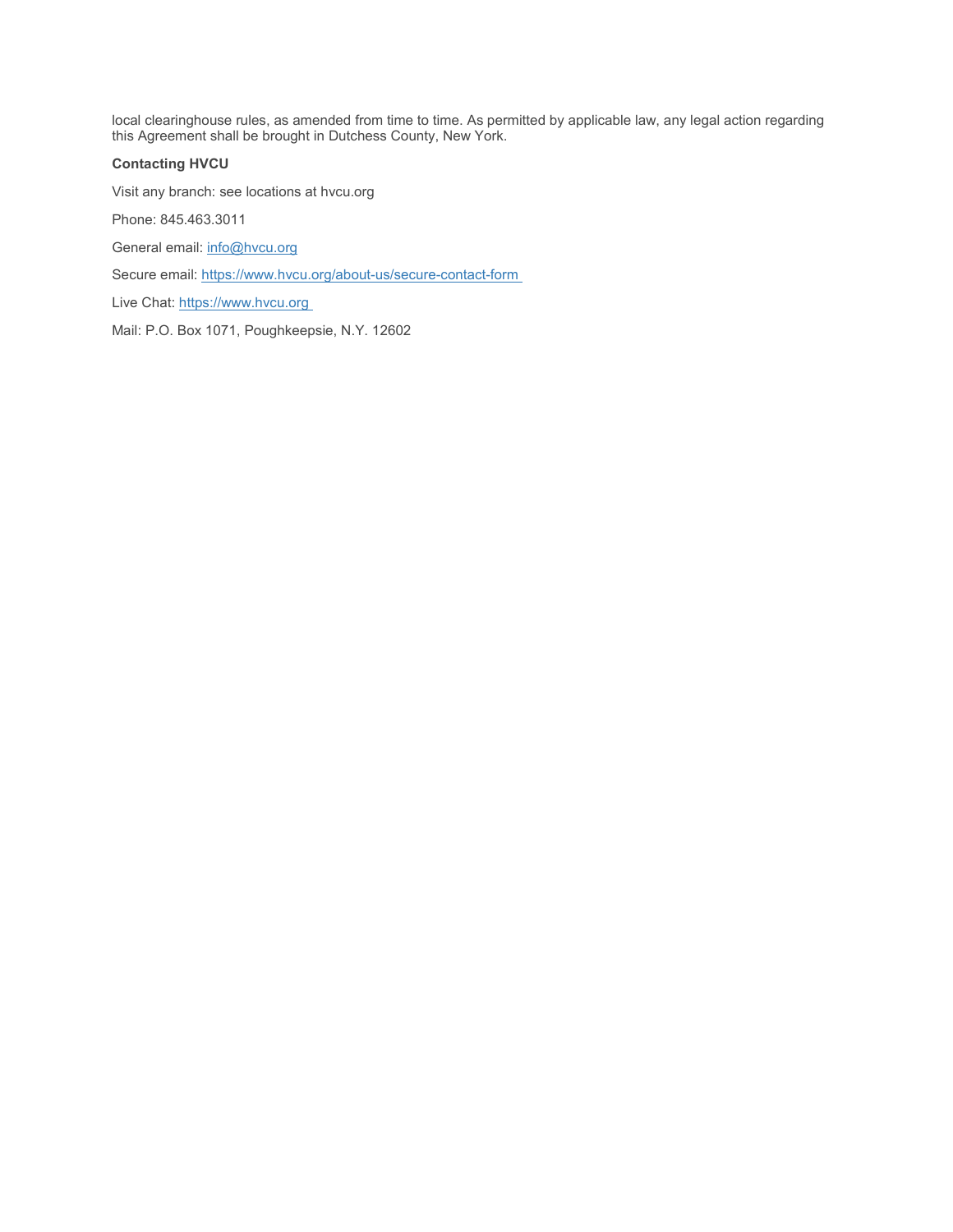local clearinghouse rules, as amended from time to time. As permitted by applicable law, any legal action regarding this Agreement shall be brought in Dutchess County, New York.

**Contacting HVCU**

Visit any branch: see locations at hvcu.org

Phone: 845.463.3011

General email: info@hvcu.org

Secure email: https://www.hvcu.org/about-us/secure-contact-form

Live Chat: https://www.hvcu.org

Mail: P.O. Box 1071, Poughkeepsie, N.Y. 12602